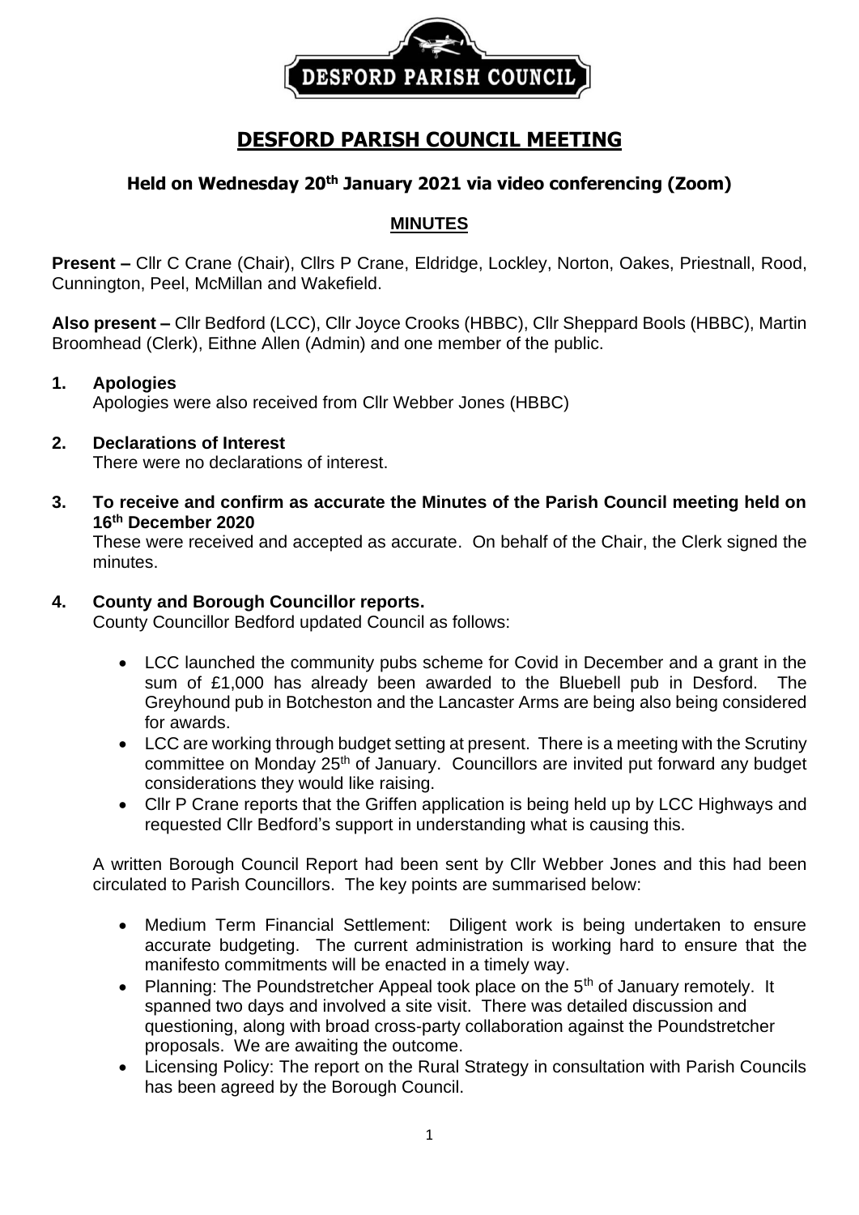# DESFORD PARISH COUNCIL MEETING

## Held on Wednesday 20th January 2021 via video conferencing (Zoom)

### MINUTES

**Present –** Cllr C Crane (Chair), Cllrs P Crane, Eldridge, Lockley, Norton, Oakes, Priestnall, Rood, Cunnington, Peel, McMillan and Wakefield.

**Also present –** Cllr Bedford (LCC), Cllr Joyce Crooks (HBBC), Cllr Sheppard Bools (HBBC), Martin Broomhead (Clerk), Eithne Allen (Admin) and one member of the public.

**1. Apologies**

Apologies were also received from Cllr Webber Jones (HBBC)

**2. Declarations of Interest**

There were no declarations of interest.

**3. To receive and confirm as accurate the Minutes of the Parish Council meeting held on 16th December 2020**

These were received and accepted as accurate. On behalf of the Chair, the Clerk signed the minutes.

**4. County and Borough Councillor reports.**

County Councillor Bedford updated Council as follows:

- LCC launched the community pubs scheme for Covid in December and a grant in the sum of £1,000 has already been awarded to the Bluebell pub in Desford. The Greyhound pub in Botcheston and the Lancaster Arms are being also being considered for awards.
- LCC are working through budget setting at present. There is a meeting with the Scrutiny committee on Monday 25th of January. Councillors are invited put forward any budget considerations they would like raising.
- Cllr P Crane reports that the Griffen application is being held up by LCC Highways and requested Cllr Bedford's support in understanding what is causing this.

A written Borough Council Report had been sent by Cllr Webber Jones and this had been circulated to Parish Councillors. The key points are summarised below:

- Medium Term Financial Settlement: Diligent work is being undertaken to ensure accurate budgeting. The current administration is working hard to ensure that the manifesto commitments will be enacted in a timely way.
- Planning: The Poundstretcher Appeal took place on the 5th of January remotely. It spanned two days and involved a site visit. There was detailed discussion and questioning, along with broad cross-party collaboration against the Poundstretcher proposals. We are awaiting the outcome.
- Licensing Policy: The report on the Rural Strategy in consultation with Parish Councils has been agreed by the Borough Council.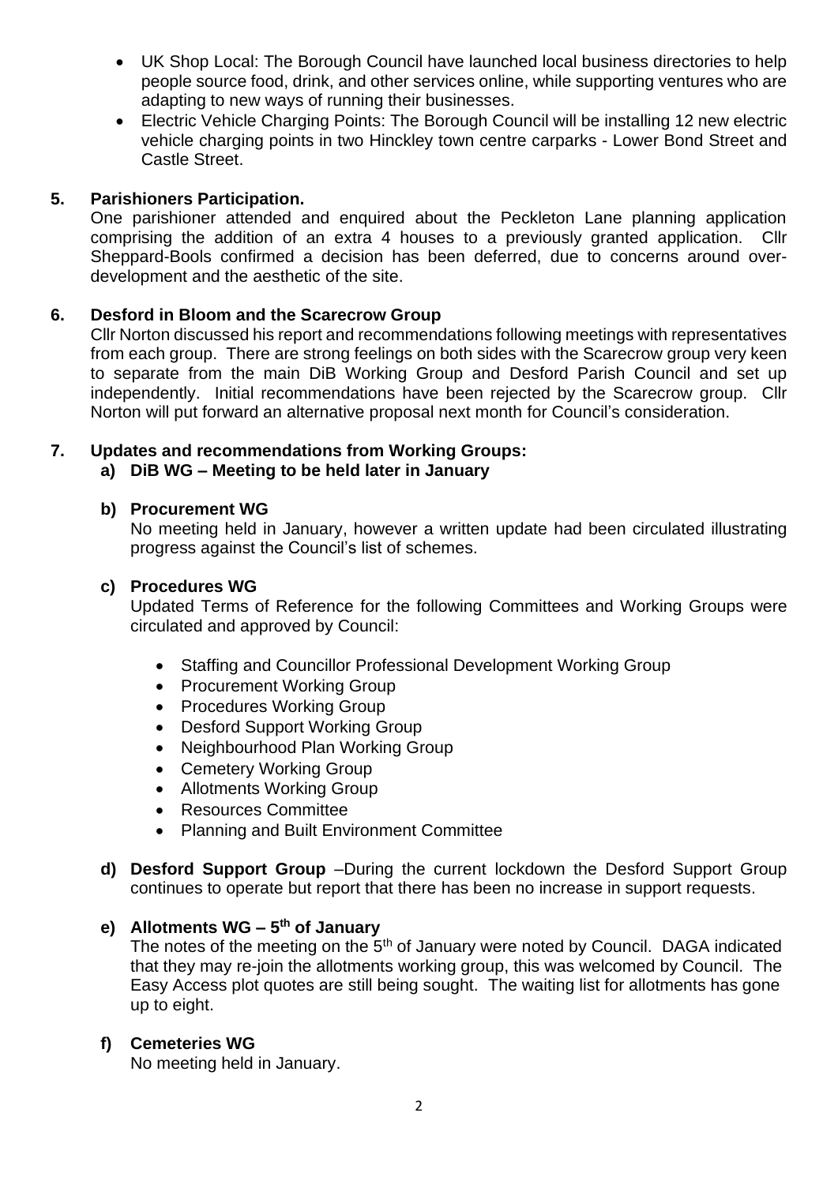- UK Shop Local: The Borough Council have launched local business directories to help people source food, drink, and other services online, while supporting ventures who are adapting to new ways of running their businesses.
- Electric Vehicle Charging Points: The Borough Council will be installing 12 new electric vehicle charging points in two Hinckley town centre carparks - Lower Bond Street and Castle Street.

**5. Parishioners Participation.**

One parishioner attended and enquired about the Peckleton Lane planning application comprising the addition of an extra 4 houses to a previously granted application. Cllr Sheppard-Bools confirmed a decision has been deferred, due to concerns around over-development and the aesthetic of the site.

**6. Desford in Bloom and the Scarecrow Group**

Cllr Norton discussed his report and recommendations following meetings with representatives from each group. There are strong feelings on both sides with the Scarecrow group very keen to separate from the main DiB Working Group and Desford Parish Council and set up independently. Initial recommendations have been rejected by the Scarecrow group. Cllr Norton will put forward an alternative proposal next month for Council's consideration.

**7. Updates and recommendations from Working Groups:**

**a) DiB WG – Meeting to be held later in January**

**b) Procurement WG**

No meeting held in January, however a written update had been circulated illustrating progress against the Council's list of schemes.

**c) Procedures WG**

Updated Terms of Reference for the following Committees and Working Groups were circulated and approved by Council:

- Staffing and Councillor Professional Development Working Group
- Procurement Working Group
- Procedures Working Group
- Desford Support Working Group
- Neighbourhood Plan Working Group
- Cemetery Working Group
- Allotments Working Group
- Resources Committee
- Planning and Built Environment Committee

**d) Desford Support Group** –During the current lockdown the Desford Support Group continues to operate but report that there has been no increase in support requests.

**e) Allotments WG – 5th of January**

The notes of the meeting on the 5th of January were noted by Council. DAGA indicated that they may re-join the allotments working group, this was welcomed by Council. The Easy Access plot quotes are still being sought. The waiting list for allotments has gone up to eight.

**f) Cemeteries WG**

No meeting held in January.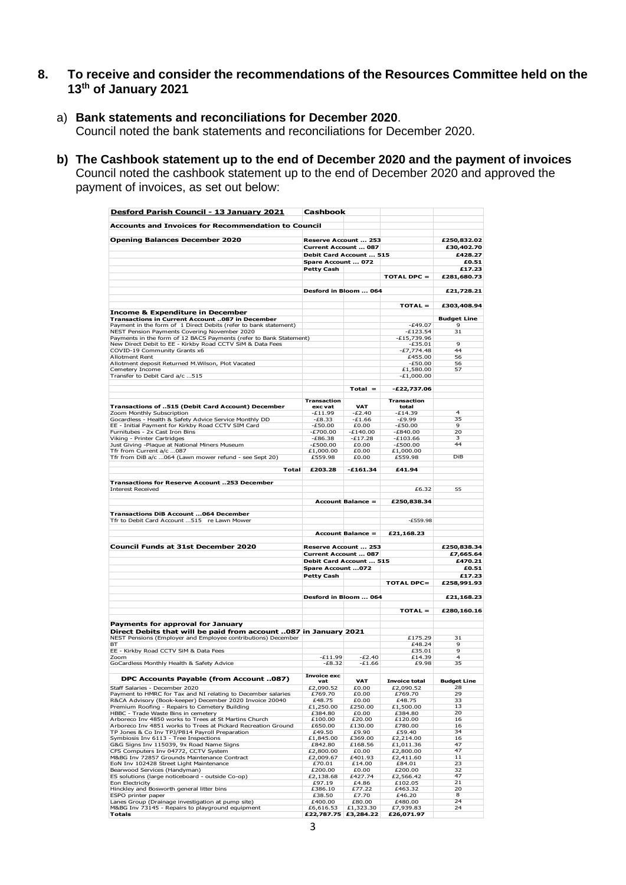## 8. To receive and consider the recommendations of the Resources Committee held on the 13th of January 2021

a) **Bank statements and reconciliations for December 2020**.
Council noted the bank statements and reconciliations for December 2020.

**b) The Cashbook statement up to the end of December 2020 and the payment of invoices**
Council noted the cashbook statement up to the end of December 2020 and approved the payment of invoices, as set out below:

| **Desford Parish Council - 13 January 2021** | **Cashbook** | | | |
|---|---|---|---|---|
| **Accounts and Invoices for Recommendation to Council** | | | | |
| **Opening Balances December 2020** | **Reserve Account ... 253** | | | **£250,832.02** |
| | **Current Account ... 087** | | | **£30,402.70** |
| | **Debit Card Account ... 515** | | | **£428.27** |
| | **Spare Account ... 072** | | | **£0.51** |
| | **Petty Cash** | | | **£17.23** |
| | | | **TOTAL DPC =** | **£281,680.73** |
| | **Desford in Bloom ... 064** | | | **£21,728.21** |
| | | | **TOTAL =** | **£303,408.94** |
| **Income & Expenditure in December** | | | | |
| **Transactions in Current Account ..087 in December** | | | | **Budget Line** |
| Payment in the form of 1 Direct Debits (refer to bank statement) | | | -£49.07 | 9 |
| NEST Pension Payments Covering November 2020 | | | -£123.54 | 31 |
| Payments in the form of 12 BACS Payments (refer to Bank Statement) | | | -£15,739.96 | |
| New Direct Debit to EE - Kirkby Road CCTV SiM & Data Fees | | | -£35.01 | 9 |
| COVID-19 Community Grants x6 | | | -£7,774.48 | 44 |
| Allotment Rent | | | £455.00 | 56 |
| Allotment deposit Returned M.Wilson, Plot Vacated | | | -£50.00 | 56 |
| Cemetery Income | | | £1,580.00 | 57 |
| Transfer to Debit Card a/c ...515 | | | -£1,000.00 | |
| | | **Total =** | **-£22,737.06** | |
| **Transactions of ..515 (Debit Card Account) December** | **Transaction exc vat** | **VAT** | **Transaction total** | |
| Zoom Monthly Subscription | -£11.99 | -£2.40 | -£14.39 | 4 |
| Gocardless - Health & Safety Advice Service Monthly DD | -£8.33 | -£1.66 | -£9.99 | 35 |
| EE - Initial Payment for Kirkby Road CCTV SIM Card | -£50.00 | £0.00 | -£50.00 | 9 |
| Furnitubes - 2x Cast Iron Bins | -£700.00 | -£140.00 | -£840.00 | 20 |
| Viking - Printer Cartridges | -£86.38 | -£17.28 | -£103.66 | 3 |
| Just Giving -Plaque at National Miners Museum | -£500.00 | £0.00 | -£500.00 | 44 |
| Tfr from Current a/c ...087 | £1,000.00 | £0.00 | £1,000.00 | |
| Tfr from DiB a/c ...064 (Lawn mower refund - see Sept 20) | £559.98 | £0.00 | £559.98 | DiB |
| **Total** | **£203.28** | **-£161.34** | **£41.94** | |
| **Transactions for Reserve Account ..253 December** | | | | |
| Interest Received | | | £6.32 | 55 |
| | | **Account Balance =** | **£250,838.34** | |
| **Transactions DiB Account ...064 December** | | | | |
| Tfr to Debit Card Account ...515 re Lawn Mower | | | -£559.98 | |
| | | **Account Balance =** | **£21,168.23** | |
| **Council Funds at 31st December 2020** | **Reserve Account ... 253** | | | **£250,838.34** |
| | **Current Account ... 087** | | | **£7,665.64** |
| | **Debit Card Account ... 515** | | | **£470.21** |
| | **Spare Account ...072** | | | **£0.51** |
| | **Petty Cash** | | | **£17.23** |
| | | | **TOTAL DPC=** | **£258,991.93** |
| | **Desford in Bloom ... 064** | | | **£21,168.23** |
| | | | **TOTAL =** | **£280,160.16** |
| **Payments for approval for January** | | | | |
| **Direct Debits that will be paid from account ..087 in January 2021** | | | | |
| NEST Pensions (Employer and Employee contributions) December | | | £175.29 | 31 |
| BT | | | £48.24 | 9 |
| EE - Kirkby Road CCTV SiM & Data Fees | | | £35.01 | 9 |
| Zoom | -£11.99 | -£2.40 | £14.39 | 4 |
| GoCardless Monthly Health & Safety Advice | -£8.32 | -£1.66 | £9.98 | 35 |
| **DPC Accounts Payable (from Account ..087)** | **Invoice exc vat** | **VAT** | **Invoice total** | **Budget Line** |
| Staff Salaries - December 2020 | £2,090.52 | £0.00 | £2,090.52 | 28 |
| Payment to HMRC for Tax and NI relating to December salaries | £769.70 | £0.00 | £769.70 | 29 |
| R&CA Advisory (Book-keeper) December 2020 Invoice 20040 | £48.75 | £0.00 | £48.75 | 33 |
| Premium Roofing - Repairs to Cemetery Building | £1,250.00 | £250.00 | £1,500.00 | 13 |
| HBBC - Trade Waste Bins in cemetery | £384.80 | £0.00 | £384.80 | 20 |
| Arboreco Inv 4850 works to Trees at St Martins Church | £100.00 | £20.00 | £120.00 | 16 |
| Arboreco Inv 4851 works to Trees at Pickard Recreation Ground | £650.00 | £130.00 | £780.00 | 16 |
| TP Jones & Co Inv TPJ/P814 Payroll Preparation | £49.50 | £9.90 | £59.40 | 34 |
| Symbiosis Inv 6113 - Tree Inspections | £1,845.00 | £369.00 | £2,214.00 | 16 |
| G&G Signs Inv 115039, 9x Road Name Signs | £842.80 | £168.56 | £1,011.36 | 47 |
| CFS Computers Inv 04772, CCTV System | £2,800.00 | £0.00 | £2,800.00 | 47 |
| M&BG Inv 72857 Grounds Maintenance Contract | £2,009.67 | £401.93 | £2,411.60 | 11 |
| EoN Inv 102428 Street Light Maintenance | £70.01 | £14.00 | £84.01 | 23 |
| Bearwood Services (Handyman) | £200.00 | £0.00 | £200.00 | 32 |
| ES solutions (large noticeboard - outside Co-op) | £2,138.68 | £427.74 | £2,566.42 | 47 |
| Eon Electricity | £97.19 | £4.86 | £102.05 | 21 |
| Hinckley and Bosworth general litter bins | £386.10 | £77.22 | £463.32 | 20 |
| ESPO printer paper | £38.50 | £7.70 | £46.20 | 8 |
| Lanes Group (Drainage investigation at pump site) | £400.00 | £80.00 | £480.00 | 24 |
| M&BG Inv 73145 - Repairs to playground equipment | £6,616.53 | £1,323.30 | £7,939.83 | 24 |
| **Totals** | **£22,787.75** | **£3,284.22** | **£26,071.97** | |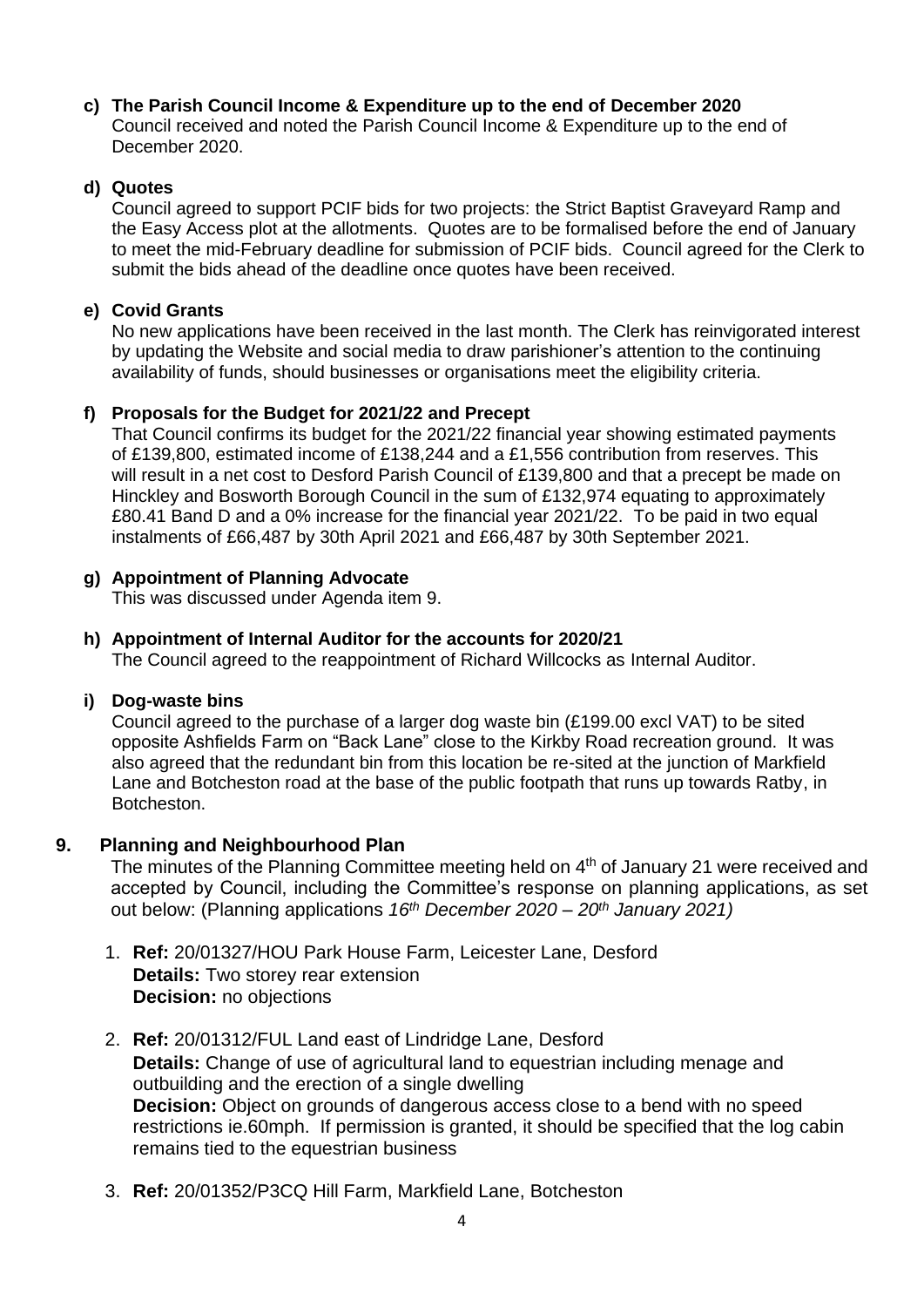**c) The Parish Council Income & Expenditure up to the end of December 2020**

Council received and noted the Parish Council Income & Expenditure up to the end of December 2020.

**d) Quotes**

Council agreed to support PCIF bids for two projects: the Strict Baptist Graveyard Ramp and the Easy Access plot at the allotments. Quotes are to be formalised before the end of January to meet the mid-February deadline for submission of PCIF bids. Council agreed for the Clerk to submit the bids ahead of the deadline once quotes have been received.

**e) Covid Grants**

No new applications have been received in the last month. The Clerk has reinvigorated interest by updating the Website and social media to draw parishioner's attention to the continuing availability of funds, should businesses or organisations meet the eligibility criteria.

**f) Proposals for the Budget for 2021/22 and Precept**

That Council confirms its budget for the 2021/22 financial year showing estimated payments of £139,800, estimated income of £138,244 and a £1,556 contribution from reserves. This will result in a net cost to Desford Parish Council of £139,800 and that a precept be made on Hinckley and Bosworth Borough Council in the sum of £132,974 equating to approximately £80.41 Band D and a 0% increase for the financial year 2021/22. To be paid in two equal instalments of £66,487 by 30th April 2021 and £66,487 by 30th September 2021.

**g) Appointment of Planning Advocate**

This was discussed under Agenda item 9.

**h) Appointment of Internal Auditor for the accounts for 2020/21**

The Council agreed to the reappointment of Richard Willcocks as Internal Auditor.

**i) Dog-waste bins**

Council agreed to the purchase of a larger dog waste bin (£199.00 excl VAT) to be sited opposite Ashfields Farm on "Back Lane" close to the Kirkby Road recreation ground. It was also agreed that the redundant bin from this location be re-sited at the junction of Markfield Lane and Botcheston road at the base of the public footpath that runs up towards Ratby, in Botcheston.

## 9. Planning and Neighbourhood Plan

The minutes of the Planning Committee meeting held on 4th of January 21 were received and accepted by Council, including the Committee's response on planning applications, as set out below: (Planning applications *16th December 2020 – 20th January 2021)*

1. **Ref:** 20/01327/HOU Park House Farm, Leicester Lane, Desford
   **Details:** Two storey rear extension
   **Decision:** no objections

2. **Ref:** 20/01312/FUL Land east of Lindridge Lane, Desford
   **Details:** Change of use of agricultural land to equestrian including menage and outbuilding and the erection of a single dwelling
   **Decision:** Object on grounds of dangerous access close to a bend with no speed restrictions ie.60mph. If permission is granted, it should be specified that the log cabin remains tied to the equestrian business

3. **Ref:** 20/01352/P3CQ Hill Farm, Markfield Lane, Botcheston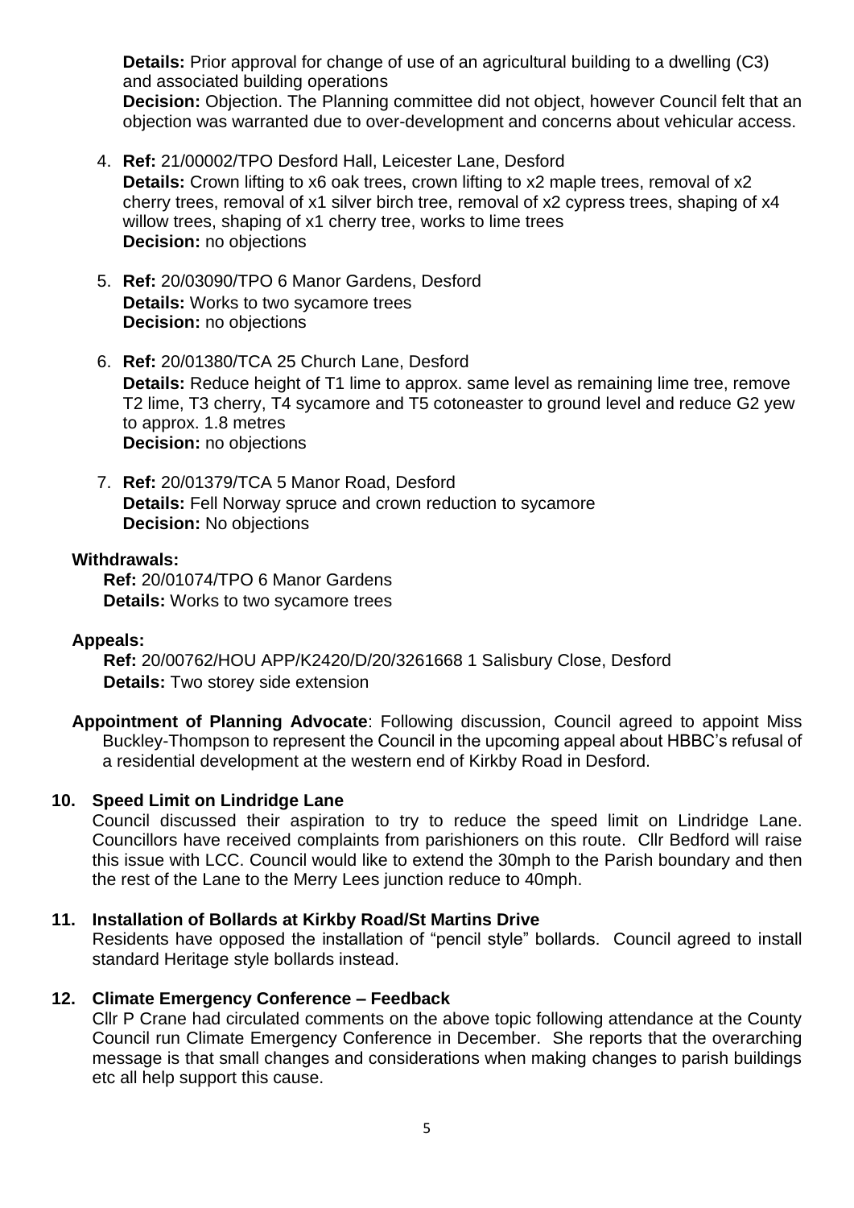**Details:** Prior approval for change of use of an agricultural building to a dwelling (C3) and associated building operations
**Decision:** Objection. The Planning committee did not object, however Council felt that an objection was warranted due to over-development and concerns about vehicular access.

4. **Ref:** 21/00002/TPO Desford Hall, Leicester Lane, Desford
   **Details:** Crown lifting to x6 oak trees, crown lifting to x2 maple trees, removal of x2 cherry trees, removal of x1 silver birch tree, removal of x2 cypress trees, shaping of x4 willow trees, shaping of x1 cherry tree, works to lime trees
   **Decision:** no objections

5. **Ref:** 20/03090/TPO 6 Manor Gardens, Desford
   **Details:** Works to two sycamore trees
   **Decision:** no objections

6. **Ref:** 20/01380/TCA 25 Church Lane, Desford
   **Details:** Reduce height of T1 lime to approx. same level as remaining lime tree, remove T2 lime, T3 cherry, T4 sycamore and T5 cotoneaster to ground level and reduce G2 yew to approx. 1.8 metres
   **Decision:** no objections

7. **Ref:** 20/01379/TCA 5 Manor Road, Desford
   **Details:** Fell Norway spruce and crown reduction to sycamore
   **Decision:** No objections

**Withdrawals:**

**Ref:** 20/01074/TPO 6 Manor Gardens
**Details:** Works to two sycamore trees

**Appeals:**

**Ref:** 20/00762/HOU APP/K2420/D/20/3261668 1 Salisbury Close, Desford
**Details:** Two storey side extension

**Appointment of Planning Advocate**: Following discussion, Council agreed to appoint Miss Buckley-Thompson to represent the Council in the upcoming appeal about HBBC's refusal of a residential development at the western end of Kirkby Road in Desford.

## 10. Speed Limit on Lindridge Lane

Council discussed their aspiration to try to reduce the speed limit on Lindridge Lane. Councillors have received complaints from parishioners on this route. Cllr Bedford will raise this issue with LCC. Council would like to extend the 30mph to the Parish boundary and then the rest of the Lane to the Merry Lees junction reduce to 40mph.

## 11. Installation of Bollards at Kirkby Road/St Martins Drive

Residents have opposed the installation of "pencil style" bollards. Council agreed to install standard Heritage style bollards instead.

## 12. Climate Emergency Conference – Feedback

Cllr P Crane had circulated comments on the above topic following attendance at the County Council run Climate Emergency Conference in December. She reports that the overarching message is that small changes and considerations when making changes to parish buildings etc all help support this cause.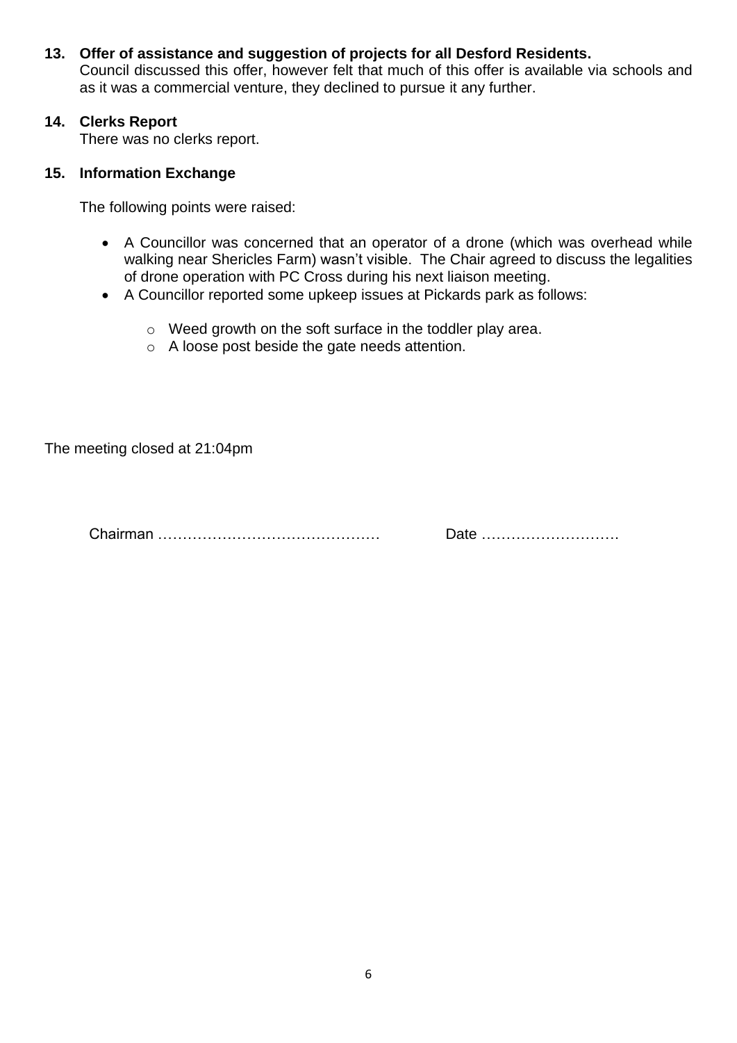**13. Offer of assistance and suggestion of projects for all Desford Residents.**

Council discussed this offer, however felt that much of this offer is available via schools and as it was a commercial venture, they declined to pursue it any further.

**14. Clerks Report**

There was no clerks report.

**15. Information Exchange**

The following points were raised:

- A Councillor was concerned that an operator of a drone (which was overhead while walking near Shericles Farm) wasn't visible. The Chair agreed to discuss the legalities of drone operation with PC Cross during his next liaison meeting.
- A Councillor reported some upkeep issues at Pickards park as follows:
    - Weed growth on the soft surface in the toddler play area.
    - A loose post beside the gate needs attention.

The meeting closed at 21:04pm

Chairman ……………………………………… Date ……………………….